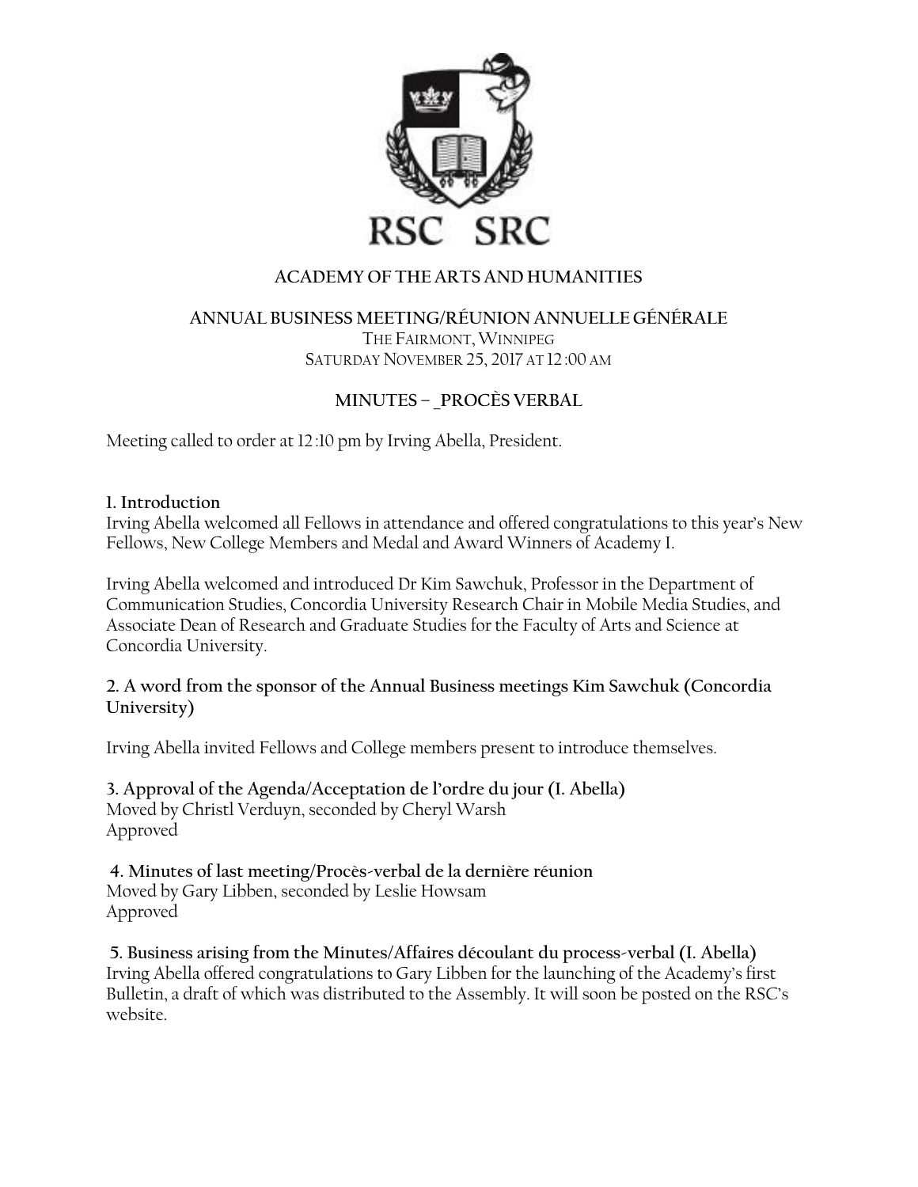RSC SRC

# ACADEMY OF THE ARTS AND HUMANITIES

## ANNUAL BUSINESS MEETING/RÉUNION ANNUELLE GÉNÉRALE

THE FAIRMONT, WINNIPEG
SATURDAY NOVEMBER 25, 2017 AT 12:00 AM

## MINUTES – _PROCÈS VERBAL

Meeting called to order at 12:10 pm by Irving Abella, President.

**1. Introduction**
Irving Abella welcomed all Fellows in attendance and offered congratulations to this year's New Fellows, New College Members and Medal and Award Winners of Academy I.

Irving Abella welcomed and introduced Dr Kim Sawchuk, Professor in the Department of Communication Studies, Concordia University Research Chair in Mobile Media Studies, and Associate Dean of Research and Graduate Studies for the Faculty of Arts and Science at Concordia University.

**2. A word from the sponsor of the Annual Business meetings Kim Sawchuk (Concordia University)**

Irving Abella invited Fellows and College members present to introduce themselves.

**3. Approval of the Agenda/Acceptation de l'ordre du jour (I. Abella)**
Moved by Christl Verduyn, seconded by Cheryl Warsh
Approved

**4. Minutes of last meeting/Procès-verbal de la dernière réunion**
Moved by Gary Libben, seconded by Leslie Howsam
Approved

**5. Business arising from the Minutes/Affaires découlant du process-verbal (I. Abella)**
Irving Abella offered congratulations to Gary Libben for the launching of the Academy's first Bulletin, a draft of which was distributed to the Assembly. It will soon be posted on the RSC's website.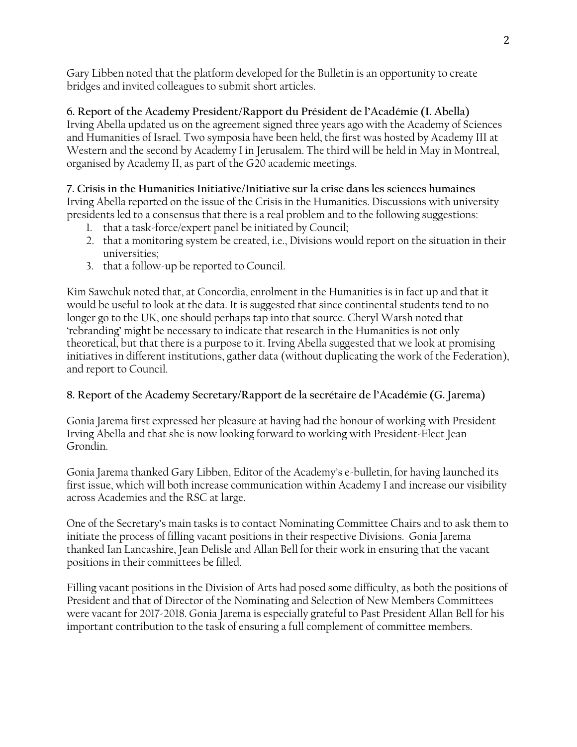Gary Libben noted that the platform developed for the Bulletin is an opportunity to create bridges and invited colleagues to submit short articles.

**6. Report of the Academy President/Rapport du Président de l'Académie (I. Abella)**

Irving Abella updated us on the agreement signed three years ago with the Academy of Sciences and Humanities of Israel. Two symposia have been held, the first was hosted by Academy III at Western and the second by Academy I in Jerusalem. The third will be held in May in Montreal, organised by Academy II, as part of the G20 academic meetings.

**7. Crisis in the Humanities Initiative/Initiative sur la crise dans les sciences humaines**

Irving Abella reported on the issue of the Crisis in the Humanities. Discussions with university presidents led to a consensus that there is a real problem and to the following suggestions:

1. that a task-force/expert panel be initiated by Council;
2. that a monitoring system be created, i.e., Divisions would report on the situation in their universities;
3. that a follow-up be reported to Council.

Kim Sawchuk noted that, at Concordia, enrolment in the Humanities is in fact up and that it would be useful to look at the data. It is suggested that since continental students tend to no longer go to the UK, one should perhaps tap into that source. Cheryl Warsh noted that 'rebranding' might be necessary to indicate that research in the Humanities is not only theoretical, but that there is a purpose to it. Irving Abella suggested that we look at promising initiatives in different institutions, gather data (without duplicating the work of the Federation), and report to Council.

**8. Report of the Academy Secretary/Rapport de la secrétaire de l'Académie (G. Jarema)**

Gonia Jarema first expressed her pleasure at having had the honour of working with President Irving Abella and that she is now looking forward to working with President-Elect Jean Grondin.

Gonia Jarema thanked Gary Libben, Editor of the Academy's e-bulletin, for having launched its first issue, which will both increase communication within Academy I and increase our visibility across Academies and the RSC at large.

One of the Secretary's main tasks is to contact Nominating Committee Chairs and to ask them to initiate the process of filling vacant positions in their respective Divisions. Gonia Jarema thanked Ian Lancashire, Jean Delisle and Allan Bell for their work in ensuring that the vacant positions in their committees be filled.

Filling vacant positions in the Division of Arts had posed some difficulty, as both the positions of President and that of Director of the Nominating and Selection of New Members Committees were vacant for 2017-2018. Gonia Jarema is especially grateful to Past President Allan Bell for his important contribution to the task of ensuring a full complement of committee members.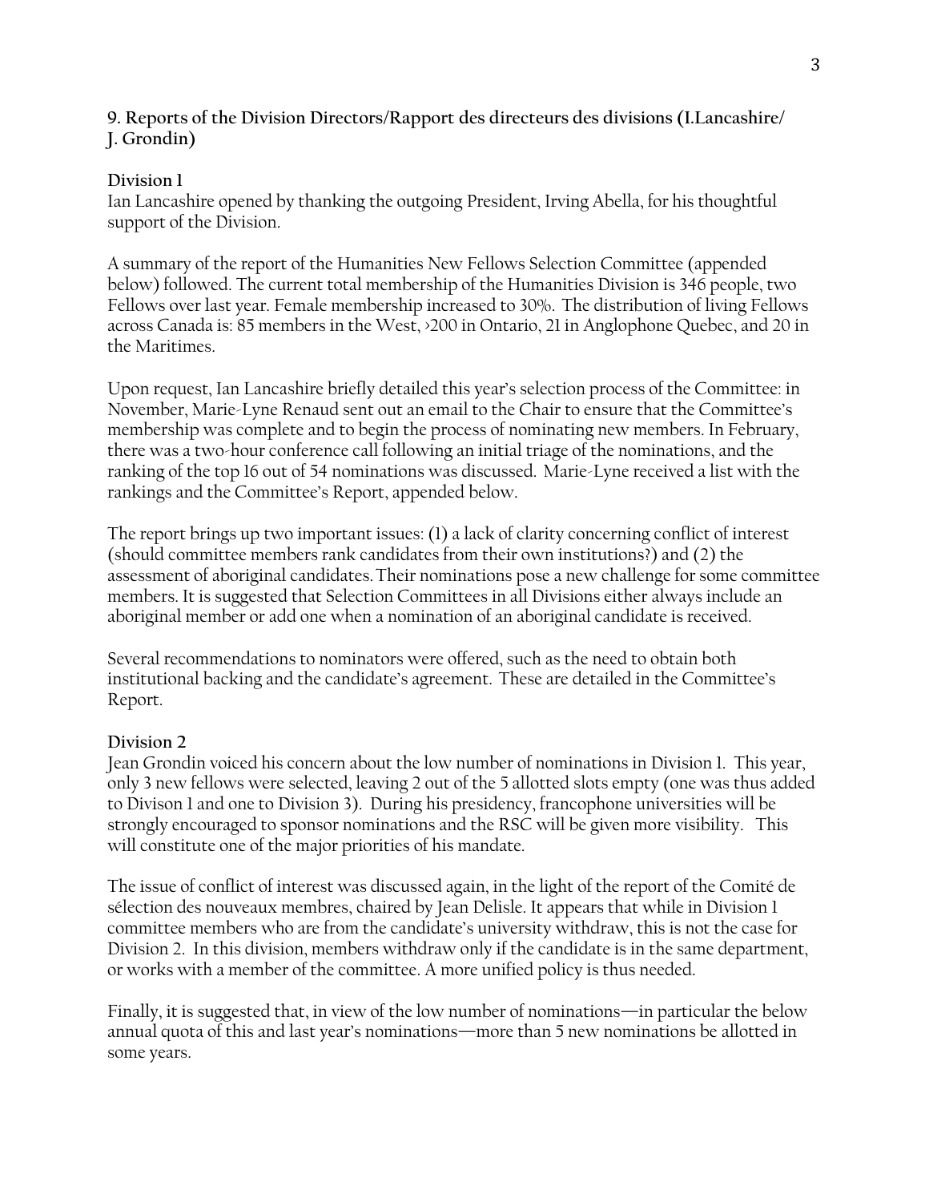## 9. Reports of the Division Directors/Rapport des directeurs des divisions (I.Lancashire/ J. Grondin)

### Division 1

Ian Lancashire opened by thanking the outgoing President, Irving Abella, for his thoughtful support of the Division.

A summary of the report of the Humanities New Fellows Selection Committee (appended below) followed. The current total membership of the Humanities Division is 346 people, two Fellows over last year. Female membership increased to 30%. The distribution of living Fellows across Canada is: 85 members in the West, >200 in Ontario, 21 in Anglophone Quebec, and 20 in the Maritimes.

Upon request, Ian Lancashire briefly detailed this year's selection process of the Committee: in November, Marie-Lyne Renaud sent out an email to the Chair to ensure that the Committee's membership was complete and to begin the process of nominating new members. In February, there was a two-hour conference call following an initial triage of the nominations, and the ranking of the top 16 out of 54 nominations was discussed. Marie-Lyne received a list with the rankings and the Committee's Report, appended below.

The report brings up two important issues: (1) a lack of clarity concerning conflict of interest (should committee members rank candidates from their own institutions?) and (2) the assessment of aboriginal candidates. Their nominations pose a new challenge for some committee members. It is suggested that Selection Committees in all Divisions either always include an aboriginal member or add one when a nomination of an aboriginal candidate is received.

Several recommendations to nominators were offered, such as the need to obtain both institutional backing and the candidate's agreement. These are detailed in the Committee's Report.

### Division 2

Jean Grondin voiced his concern about the low number of nominations in Division 1. This year, only 3 new fellows were selected, leaving 2 out of the 5 allotted slots empty (one was thus added to Divison 1 and one to Division 3). During his presidency, francophone universities will be strongly encouraged to sponsor nominations and the RSC will be given more visibility. This will constitute one of the major priorities of his mandate.

The issue of conflict of interest was discussed again, in the light of the report of the Comité de sélection des nouveaux membres, chaired by Jean Delisle. It appears that while in Division 1 committee members who are from the candidate's university withdraw, this is not the case for Division 2. In this division, members withdraw only if the candidate is in the same department, or works with a member of the committee. A more unified policy is thus needed.

Finally, it is suggested that, in view of the low number of nominations—in particular the below annual quota of this and last year's nominations—more than 5 new nominations be allotted in some years.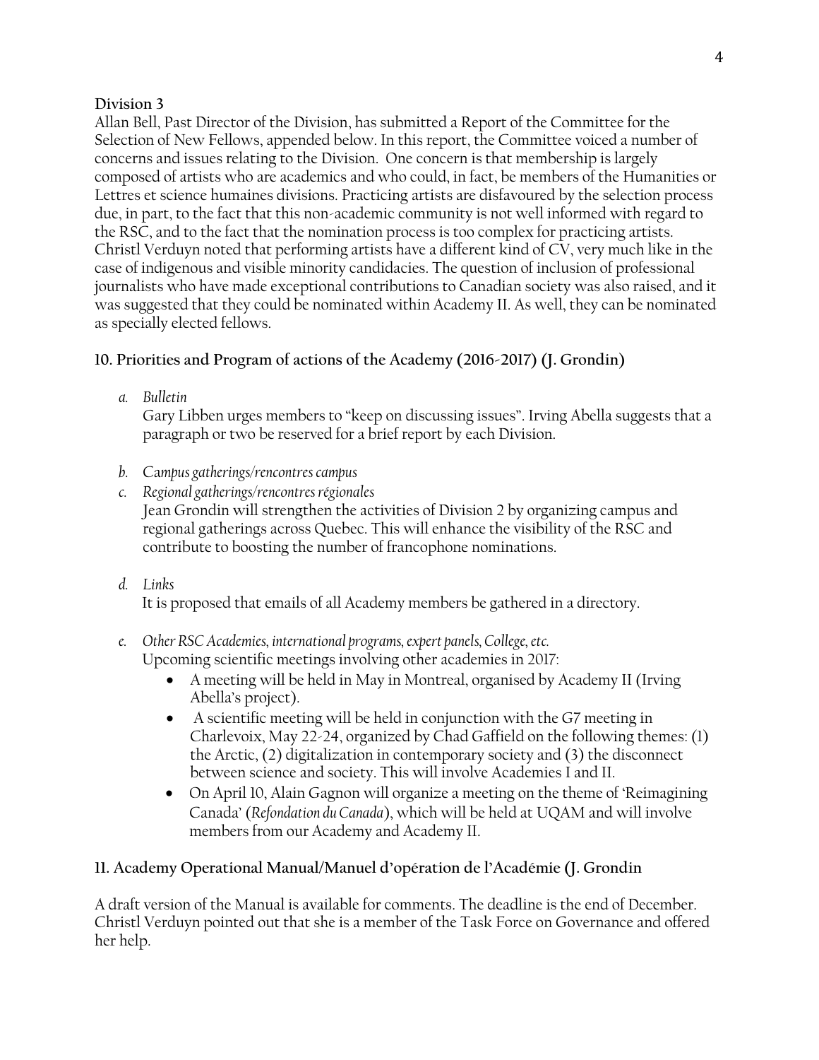**Division 3**

Allan Bell, Past Director of the Division, has submitted a Report of the Committee for the Selection of New Fellows, appended below. In this report, the Committee voiced a number of concerns and issues relating to the Division. One concern is that membership is largely composed of artists who are academics and who could, in fact, be members of the Humanities or Lettres et science humaines divisions. Practicing artists are disfavoured by the selection process due, in part, to the fact that this non-academic community is not well informed with regard to the RSC, and to the fact that the nomination process is too complex for practicing artists. Christl Verduyn noted that performing artists have a different kind of CV, very much like in the case of indigenous and visible minority candidacies. The question of inclusion of professional journalists who have made exceptional contributions to Canadian society was also raised, and it was suggested that they could be nominated within Academy II. As well, they can be nominated as specially elected fellows.

## 10. Priorities and Program of actions of the Academy (2016-2017) (J. Grondin)

*a. Bulletin*

Gary Libben urges members to "keep on discussing issues". Irving Abella suggests that a paragraph or two be reserved for a brief report by each Division.

*b. Campus gatherings/rencontres campus*

*c. Regional gatherings/rencontres régionales*

Jean Grondin will strengthen the activities of Division 2 by organizing campus and regional gatherings across Quebec. This will enhance the visibility of the RSC and contribute to boosting the number of francophone nominations.

*d. Links*

It is proposed that emails of all Academy members be gathered in a directory.

*e. Other RSC Academies, international programs, expert panels, College, etc.*

Upcoming scientific meetings involving other academies in 2017:

- A meeting will be held in May in Montreal, organised by Academy II (Irving Abella's project).
- A scientific meeting will be held in conjunction with the G7 meeting in Charlevoix, May 22-24, organized by Chad Gaffield on the following themes: (1) the Arctic, (2) digitalization in contemporary society and (3) the disconnect between science and society. This will involve Academies I and II.
- On April 10, Alain Gagnon will organize a meeting on the theme of 'Reimagining Canada' (*Refondation du Canada*), which will be held at UQAM and will involve members from our Academy and Academy II.

## 11. Academy Operational Manual/Manuel d'opération de l'Académie (J. Grondin

A draft version of the Manual is available for comments. The deadline is the end of December. Christl Verduyn pointed out that she is a member of the Task Force on Governance and offered her help.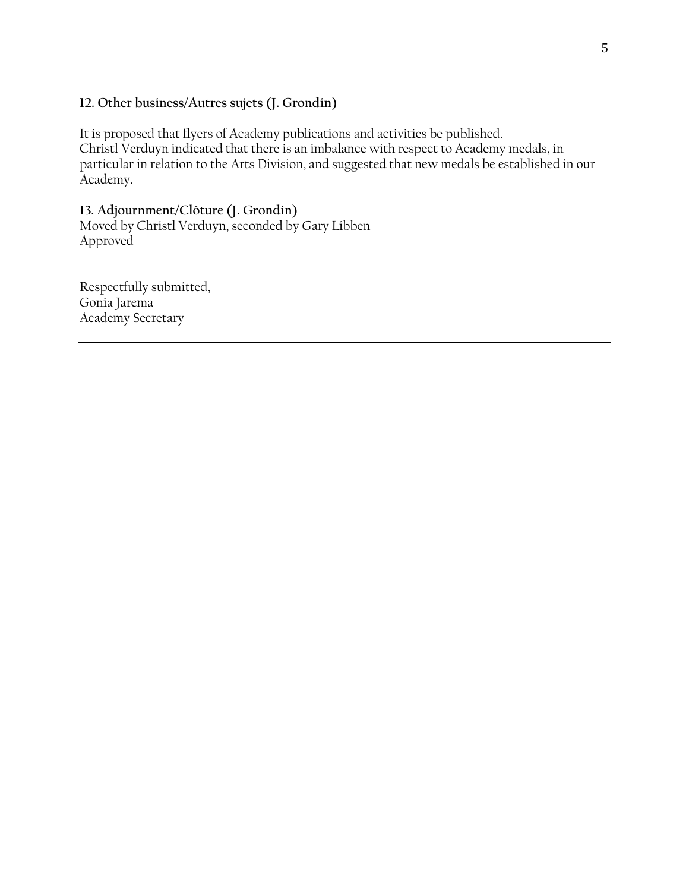**12. Other business/Autres sujets (J. Grondin)**

It is proposed that flyers of Academy publications and activities be published.
Christl Verduyn indicated that there is an imbalance with respect to Academy medals, in particular in relation to the Arts Division, and suggested that new medals be established in our Academy.

**13. Adjournment/Clôture (J. Grondin)**
Moved by Christl Verduyn, seconded by Gary Libben
Approved

Respectfully submitted,
Gonia Jarema
Academy Secretary

---